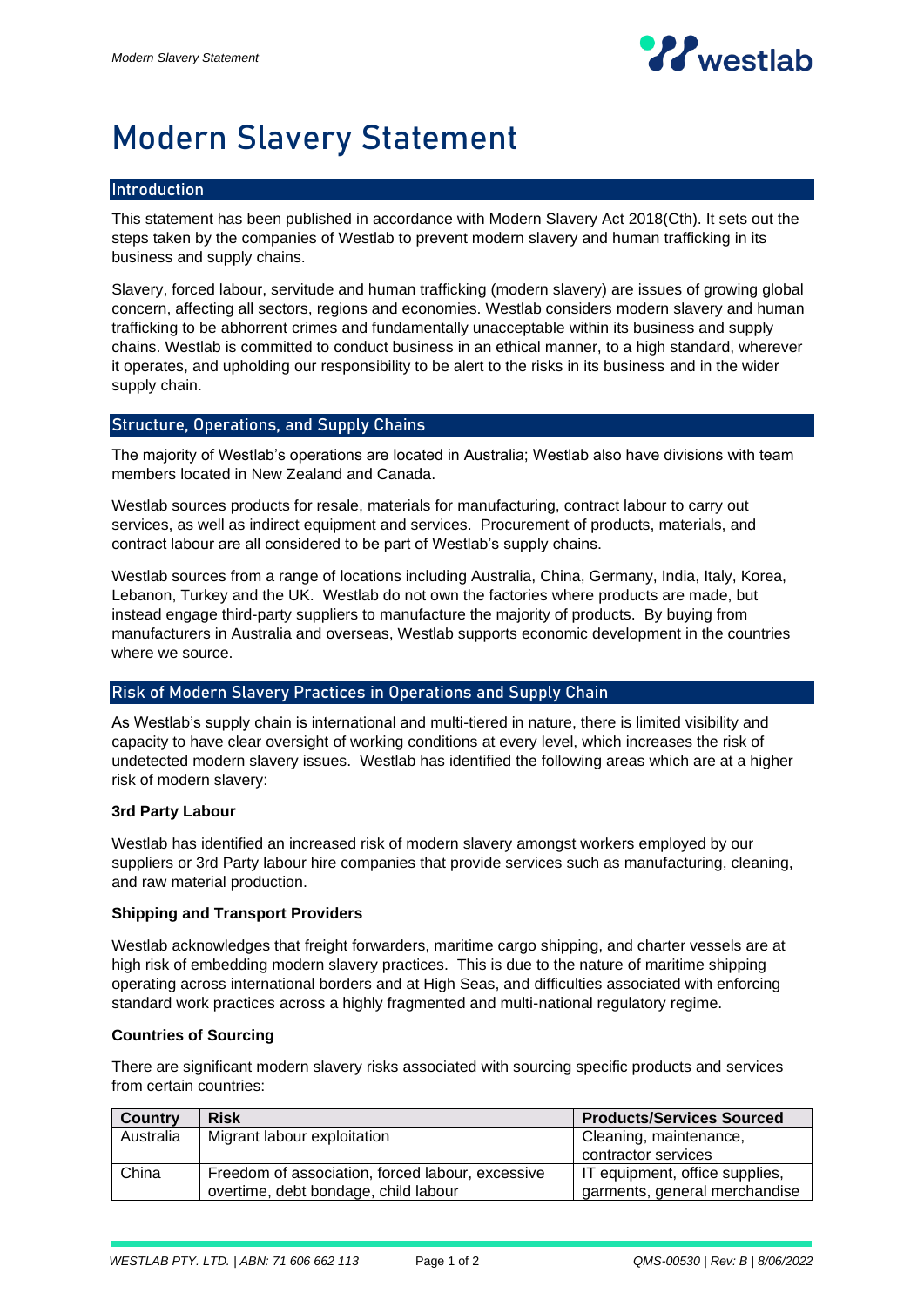# Modern Slavery Statement

## Introduction

This statement has been published in accordance with Modern Slavery Act 2018(Cth). It sets out the steps taken by the companies of Westlab to prevent modern slavery and human trafficking in its business and supply chains.

Slavery, forced labour, servitude and human trafficking (modern slavery) are issues of growing global concern, affecting all sectors, regions and economies. Westlab considers modern slavery and human trafficking to be abhorrent crimes and fundamentally unacceptable within its business and supply chains. Westlab is committed to conduct business in an ethical manner, to a high standard, wherever it operates, and upholding our responsibility to be alert to the risks in its business and in the wider supply chain.

## Structure, Operations, and Supply Chains

The majority of Westlab's operations are located in Australia; Westlab also have divisions with team members located in New Zealand and Canada.

Westlab sources products for resale, materials for manufacturing, contract labour to carry out services, as well as indirect equipment and services. Procurement of products, materials, and contract labour are all considered to be part of Westlab's supply chains.

Westlab sources from a range of locations including Australia, China, Germany, India, Italy, Korea, Lebanon, Turkey and the UK. Westlab do not own the factories where products are made, but instead engage third-party suppliers to manufacture the majority of products. By buying from manufacturers in Australia and overseas, Westlab supports economic development in the countries where we source.

## Risk of Modern Slavery Practices in Operations and Supply Chain

As Westlab's supply chain is international and multi-tiered in nature, there is limited visibility and capacity to have clear oversight of working conditions at every level, which increases the risk of undetected modern slavery issues. Westlab has identified the following areas which are at a higher risk of modern slavery:

**3rd Party Labour**

Westlab has identified an increased risk of modern slavery amongst workers employed by our suppliers or 3rd Party labour hire companies that provide services such as manufacturing, cleaning, and raw material production.

**Shipping and Transport Providers**

Westlab acknowledges that freight forwarders, maritime cargo shipping, and charter vessels are at high risk of embedding modern slavery practices. This is due to the nature of maritime shipping operating across international borders and at High Seas, and difficulties associated with enforcing standard work practices across a highly fragmented and multi-national regulatory regime.

**Countries of Sourcing**

There are significant modern slavery risks associated with sourcing specific products and services from certain countries:

| Country | Risk | Products/Services Sourced |
|---|---|---|
| Australia | Migrant labour exploitation | Cleaning, maintenance, contractor services |
| China | Freedom of association, forced labour, excessive overtime, debt bondage, child labour | IT equipment, office supplies, garments, general merchandise |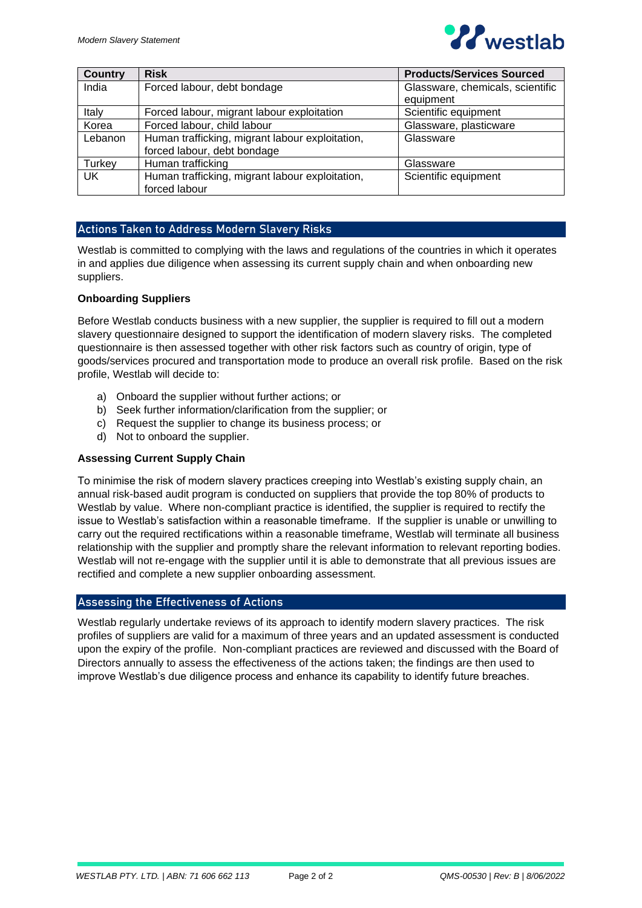| Country | Risk | Products/Services Sourced |
| --- | --- | --- |
| India | Forced labour, debt bondage | Glassware, chemicals, scientific equipment |
| Italy | Forced labour, migrant labour exploitation | Scientific equipment |
| Korea | Forced labour, child labour | Glassware, plasticware |
| Lebanon | Human trafficking, migrant labour exploitation, forced labour, debt bondage | Glassware |
| Turkey | Human trafficking | Glassware |
| UK | Human trafficking, migrant labour exploitation, forced labour | Scientific equipment |

## Actions Taken to Address Modern Slavery Risks

Westlab is committed to complying with the laws and regulations of the countries in which it operates in and applies due diligence when assessing its current supply chain and when onboarding new suppliers.

**Onboarding Suppliers**

Before Westlab conducts business with a new supplier, the supplier is required to fill out a modern slavery questionnaire designed to support the identification of modern slavery risks. The completed questionnaire is then assessed together with other risk factors such as country of origin, type of goods/services procured and transportation mode to produce an overall risk profile. Based on the risk profile, Westlab will decide to:

a) Onboard the supplier without further actions; or
b) Seek further information/clarification from the supplier; or
c) Request the supplier to change its business process; or
d) Not to onboard the supplier.

**Assessing Current Supply Chain**

To minimise the risk of modern slavery practices creeping into Westlab's existing supply chain, an annual risk-based audit program is conducted on suppliers that provide the top 80% of products to Westlab by value. Where non-compliant practice is identified, the supplier is required to rectify the issue to Westlab's satisfaction within a reasonable timeframe. If the supplier is unable or unwilling to carry out the required rectifications within a reasonable timeframe, Westlab will terminate all business relationship with the supplier and promptly share the relevant information to relevant reporting bodies. Westlab will not re-engage with the supplier until it is able to demonstrate that all previous issues are rectified and complete a new supplier onboarding assessment.

## Assessing the Effectiveness of Actions

Westlab regularly undertake reviews of its approach to identify modern slavery practices. The risk profiles of suppliers are valid for a maximum of three years and an updated assessment is conducted upon the expiry of the profile. Non-compliant practices are reviewed and discussed with the Board of Directors annually to assess the effectiveness of the actions taken; the findings are then used to improve Westlab's due diligence process and enhance its capability to identify future breaches.